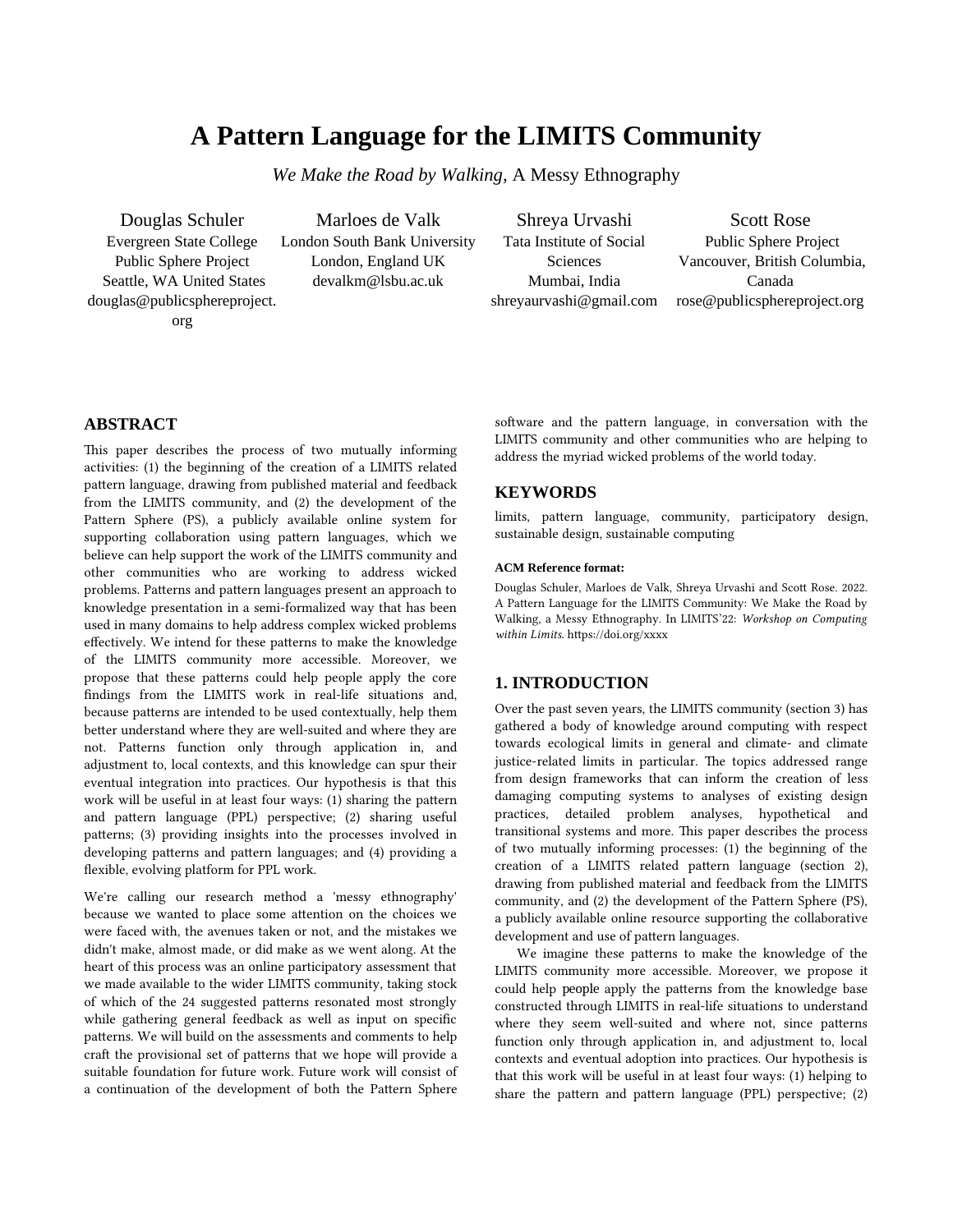# A Pattern Language for the LIMITS Community

*We Make the Road by Walking*, A Messy Ethnography

Douglas Schuler
Evergreen State College
Public Sphere Project
Seattle, WA United States
douglas@publicsphereproject.org

Marloes de Valk
London South Bank University
London, England UK
devalkm@lsbu.ac.uk

Shreya Urvashi
Tata Institute of Social Sciences
Mumbai, India
shreyaurvashi@gmail.com

Scott Rose
Public Sphere Project
Vancouver, British Columbia, Canada
rose@publicsphereproject.org

## ABSTRACT

This paper describes the process of two mutually informing activities: (1) the beginning of the creation of a LIMITS related pattern language, drawing from published material and feedback from the LIMITS community, and (2) the development of the Pattern Sphere (PS), a publicly available online system for supporting collaboration using pattern languages, which we believe can help support the work of the LIMITS community and other communities who are working to address wicked problems. Patterns and pattern languages present an approach to knowledge presentation in a semi-formalized way that has been used in many domains to help address complex wicked problems effectively. We intend for these patterns to make the knowledge of the LIMITS community more accessible. Moreover, we propose that these patterns could help people apply the core findings from the LIMITS work in real-life situations and, because patterns are intended to be used contextually, help them better understand where they are well-suited and where they are not. Patterns function only through application in, and adjustment to, local contexts, and this knowledge can spur their eventual integration into practices. Our hypothesis is that this work will be useful in at least four ways: (1) sharing the pattern and pattern language (PPL) perspective; (2) sharing useful patterns; (3) providing insights into the processes involved in developing patterns and pattern languages; and (4) providing a flexible, evolving platform for PPL work.

We're calling our research method a 'messy ethnography' because we wanted to place some attention on the choices we were faced with, the avenues taken or not, and the mistakes we didn't make, almost made, or did make as we went along. At the heart of this process was an online participatory assessment that we made available to the wider LIMITS community, taking stock of which of the 24 suggested patterns resonated most strongly while gathering general feedback as well as input on specific patterns. We will build on the assessments and comments to help craft the provisional set of patterns that we hope will provide a suitable foundation for future work. Future work will consist of a continuation of the development of both the Pattern Sphere software and the pattern language, in conversation with the LIMITS community and other communities who are helping to address the myriad wicked problems of the world today.

## KEYWORDS

limits, pattern language, community, participatory design, sustainable design, sustainable computing

#### ACM Reference format:

Douglas Schuler, Marloes de Valk, Shreya Urvashi and Scott Rose. 2022. A Pattern Language for the LIMITS Community: We Make the Road by Walking, a Messy Ethnography. In LIMITS'22: *Workshop on Computing within Limits*. https://doi.org/xxxx

## 1. INTRODUCTION

Over the past seven years, the LIMITS community (section 3) has gathered a body of knowledge around computing with respect towards ecological limits in general and climate- and climate justice-related limits in particular. The topics addressed range from design frameworks that can inform the creation of less damaging computing systems to analyses of existing design practices, detailed problem analyses, hypothetical and transitional systems and more. This paper describes the process of two mutually informing processes: (1) the beginning of the creation of a LIMITS related pattern language (section 2), drawing from published material and feedback from the LIMITS community, and (2) the development of the Pattern Sphere (PS), a publicly available online resource supporting the collaborative development and use of pattern languages.

We imagine these patterns to make the knowledge of the LIMITS community more accessible. Moreover, we propose it could help people apply the patterns from the knowledge base constructed through LIMITS in real-life situations to understand where they seem well-suited and where not, since patterns function only through application in, and adjustment to, local contexts and eventual adoption into practices. Our hypothesis is that this work will be useful in at least four ways: (1) helping to share the pattern and pattern language (PPL) perspective; (2)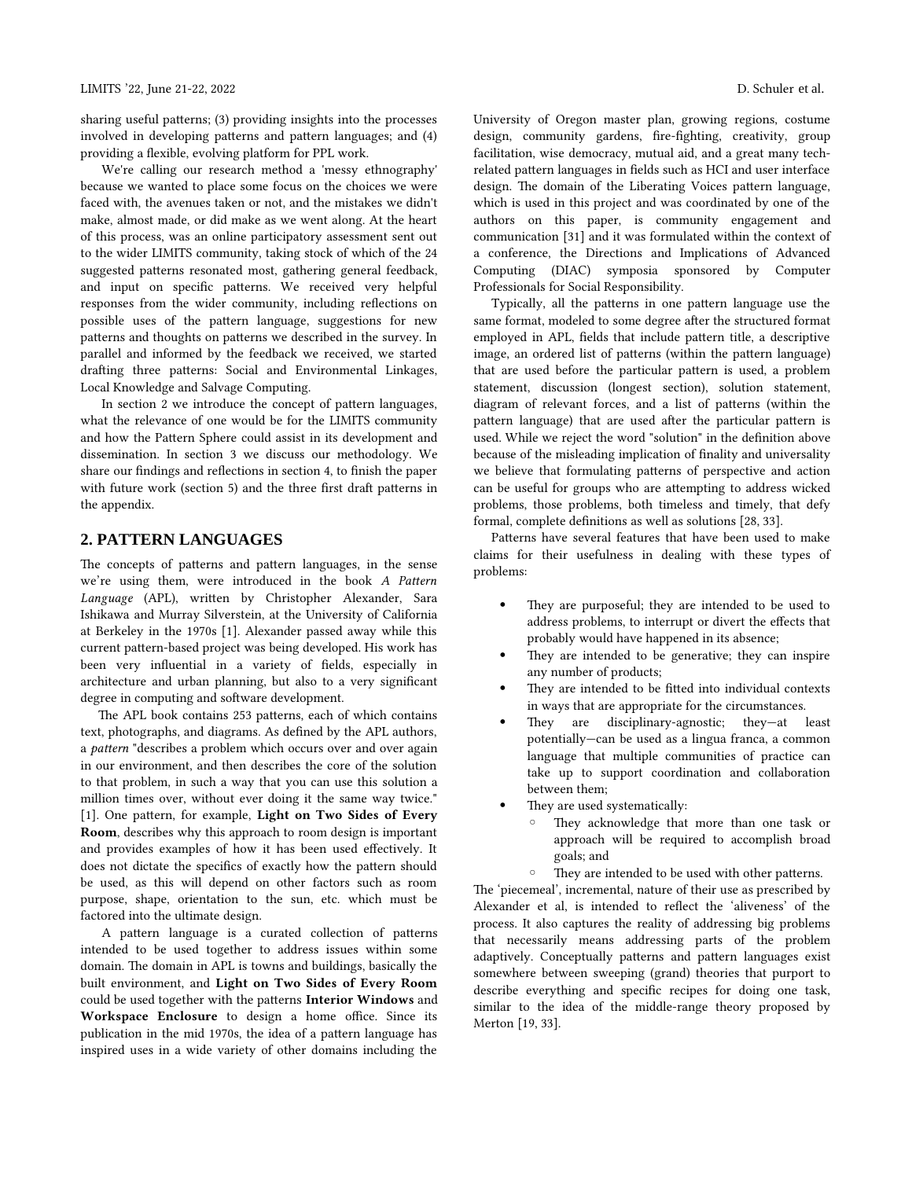sharing useful patterns; (3) providing insights into the processes involved in developing patterns and pattern languages; and (4) providing a flexible, evolving platform for PPL work.

We're calling our research method a 'messy ethnography' because we wanted to place some focus on the choices we were faced with, the avenues taken or not, and the mistakes we didn't make, almost made, or did make as we went along. At the heart of this process, was an online participatory assessment sent out to the wider LIMITS community, taking stock of which of the 24 suggested patterns resonated most, gathering general feedback, and input on specific patterns. We received very helpful responses from the wider community, including reflections on possible uses of the pattern language, suggestions for new patterns and thoughts on patterns we described in the survey. In parallel and informed by the feedback we received, we started drafting three patterns: Social and Environmental Linkages, Local Knowledge and Salvage Computing.

In section 2 we introduce the concept of pattern languages, what the relevance of one would be for the LIMITS community and how the Pattern Sphere could assist in its development and dissemination. In section 3 we discuss our methodology. We share our findings and reflections in section 4, to finish the paper with future work (section 5) and the three first draft patterns in the appendix.

## 2. PATTERN LANGUAGES

The concepts of patterns and pattern languages, in the sense we're using them, were introduced in the book *A Pattern Language* (APL), written by Christopher Alexander, Sara Ishikawa and Murray Silverstein, at the University of California at Berkeley in the 1970s [1]. Alexander passed away while this current pattern-based project was being developed. His work has been very influential in a variety of fields, especially in architecture and urban planning, but also to a very significant degree in computing and software development.

The APL book contains 253 patterns, each of which contains text, photographs, and diagrams. As defined by the APL authors, a *pattern* "describes a problem which occurs over and over again in our environment, and then describes the core of the solution to that problem, in such a way that you can use this solution a million times over, without ever doing it the same way twice." [1]. One pattern, for example, **Light on Two Sides of Every Room**, describes why this approach to room design is important and provides examples of how it has been used effectively. It does not dictate the specifics of exactly how the pattern should be used, as this will depend on other factors such as room purpose, shape, orientation to the sun, etc. which must be factored into the ultimate design.

A pattern language is a curated collection of patterns intended to be used together to address issues within some domain. The domain in APL is towns and buildings, basically the built environment, and **Light on Two Sides of Every Room** could be used together with the patterns **Interior Windows** and **Workspace Enclosure** to design a home office. Since its publication in the mid 1970s, the idea of a pattern language has inspired uses in a wide variety of other domains including the University of Oregon master plan, growing regions, costume design, community gardens, fire-fighting, creativity, group facilitation, wise democracy, mutual aid, and a great many tech-related pattern languages in fields such as HCI and user interface design. The domain of the Liberating Voices pattern language, which is used in this project and was coordinated by one of the authors on this paper, is community engagement and communication [31] and it was formulated within the context of a conference, the Directions and Implications of Advanced Computing (DIAC) symposia sponsored by Computer Professionals for Social Responsibility.

Typically, all the patterns in one pattern language use the same format, modeled to some degree after the structured format employed in APL, fields that include pattern title, a descriptive image, an ordered list of patterns (within the pattern language) that are used before the particular pattern is used, a problem statement, discussion (longest section), solution statement, diagram of relevant forces, and a list of patterns (within the pattern language) that are used after the particular pattern is used. While we reject the word "solution" in the definition above because of the misleading implication of finality and universality we believe that formulating patterns of perspective and action can be useful for groups who are attempting to address wicked problems, those problems, both timeless and timely, that defy formal, complete definitions as well as solutions [28, 33].

Patterns have several features that have been used to make claims for their usefulness in dealing with these types of problems:

- They are purposeful; they are intended to be used to address problems, to interrupt or divert the effects that probably would have happened in its absence;
- They are intended to be generative; they can inspire any number of products;
- They are intended to be fitted into individual contexts in ways that are appropriate for the circumstances.
- They are disciplinary-agnostic; they—at least potentially—can be used as a lingua franca, a common language that multiple communities of practice can take up to support coordination and collaboration between them;
- They are used systematically:
  - They acknowledge that more than one task or approach will be required to accomplish broad goals; and
  - They are intended to be used with other patterns.

The 'piecemeal', incremental, nature of their use as prescribed by Alexander et al, is intended to reflect the 'aliveness' of the process. It also captures the reality of addressing big problems that necessarily means addressing parts of the problem adaptively. Conceptually patterns and pattern languages exist somewhere between sweeping (grand) theories that purport to describe everything and specific recipes for doing one task, similar to the idea of the middle-range theory proposed by Merton [19, 33].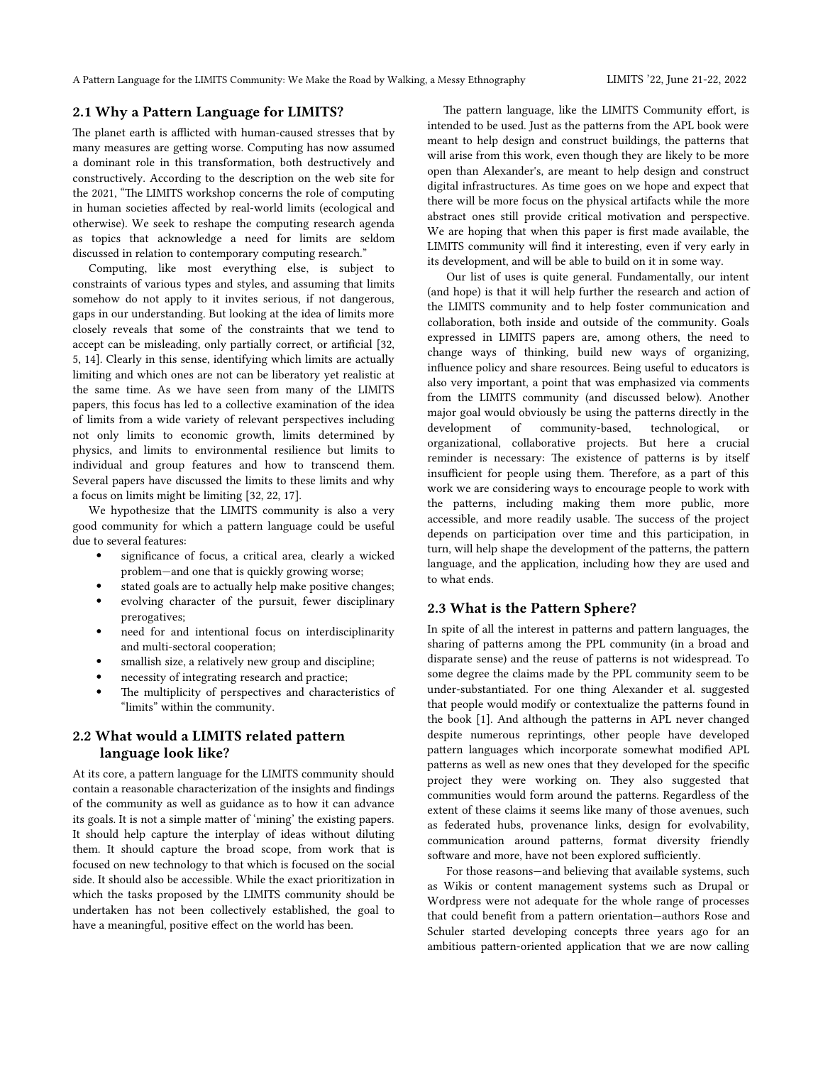## 2.1 Why a Pattern Language for LIMITS?

The planet earth is afflicted with human-caused stresses that by many measures are getting worse. Computing has now assumed a dominant role in this transformation, both destructively and constructively. According to the description on the web site for the 2021, "The LIMITS workshop concerns the role of computing in human societies affected by real-world limits (ecological and otherwise). We seek to reshape the computing research agenda as topics that acknowledge a need for limits are seldom discussed in relation to contemporary computing research."

Computing, like most everything else, is subject to constraints of various types and styles, and assuming that limits somehow do not apply to it invites serious, if not dangerous, gaps in our understanding. But looking at the idea of limits more closely reveals that some of the constraints that we tend to accept can be misleading, only partially correct, or artificial [32, 5, 14]. Clearly in this sense, identifying which limits are actually limiting and which ones are not can be liberatory yet realistic at the same time. As we have seen from many of the LIMITS papers, this focus has led to a collective examination of the idea of limits from a wide variety of relevant perspectives including not only limits to economic growth, limits determined by physics, and limits to environmental resilience but limits to individual and group features and how to transcend them. Several papers have discussed the limits to these limits and why a focus on limits might be limiting [32, 22, 17].

We hypothesize that the LIMITS community is also a very good community for which a pattern language could be useful due to several features:

- significance of focus, a critical area, clearly a wicked problem—and one that is quickly growing worse;
- stated goals are to actually help make positive changes;
- evolving character of the pursuit, fewer disciplinary prerogatives;
- need for and intentional focus on interdisciplinarity and multi-sectoral cooperation;
- smallish size, a relatively new group and discipline;
- necessity of integrating research and practice;
- The multiplicity of perspectives and characteristics of "limits" within the community.

## 2.2 What would a LIMITS related pattern language look like?

At its core, a pattern language for the LIMITS community should contain a reasonable characterization of the insights and findings of the community as well as guidance as to how it can advance its goals. It is not a simple matter of 'mining' the existing papers. It should help capture the interplay of ideas without diluting them. It should capture the broad scope, from work that is focused on new technology to that which is focused on the social side. It should also be accessible. While the exact prioritization in which the tasks proposed by the LIMITS community should be undertaken has not been collectively established, the goal to have a meaningful, positive effect on the world has been.

The pattern language, like the LIMITS Community effort, is intended to be used. Just as the patterns from the APL book were meant to help design and construct buildings, the patterns that will arise from this work, even though they are likely to be more open than Alexander's, are meant to help design and construct digital infrastructures. As time goes on we hope and expect that there will be more focus on the physical artifacts while the more abstract ones still provide critical motivation and perspective. We are hoping that when this paper is first made available, the LIMITS community will find it interesting, even if very early in its development, and will be able to build on it in some way.

Our list of uses is quite general. Fundamentally, our intent (and hope) is that it will help further the research and action of the LIMITS community and to help foster communication and collaboration, both inside and outside of the community. Goals expressed in LIMITS papers are, among others, the need to change ways of thinking, build new ways of organizing, influence policy and share resources. Being useful to educators is also very important, a point that was emphasized via comments from the LIMITS community (and discussed below). Another major goal would obviously be using the patterns directly in the development of community-based, technological, or organizational, collaborative projects. But here a crucial reminder is necessary: The existence of patterns is by itself insufficient for people using them. Therefore, as a part of this work we are considering ways to encourage people to work with the patterns, including making them more public, more accessible, and more readily usable. The success of the project depends on participation over time and this participation, in turn, will help shape the development of the patterns, the pattern language, and the application, including how they are used and to what ends.

## 2.3 What is the Pattern Sphere?

In spite of all the interest in patterns and pattern languages, the sharing of patterns among the PPL community (in a broad and disparate sense) and the reuse of patterns is not widespread. To some degree the claims made by the PPL community seem to be under-substantiated. For one thing Alexander et al. suggested that people would modify or contextualize the patterns found in the book [1]. And although the patterns in APL never changed despite numerous reprintings, other people have developed pattern languages which incorporate somewhat modified APL patterns as well as new ones that they developed for the specific project they were working on. They also suggested that communities would form around the patterns. Regardless of the extent of these claims it seems like many of those avenues, such as federated hubs, provenance links, design for evolvability, communication around patterns, format diversity friendly software and more, have not been explored sufficiently.

For those reasons—and believing that available systems, such as Wikis or content management systems such as Drupal or Wordpress were not adequate for the whole range of processes that could benefit from a pattern orientation—authors Rose and Schuler started developing concepts three years ago for an ambitious pattern-oriented application that we are now calling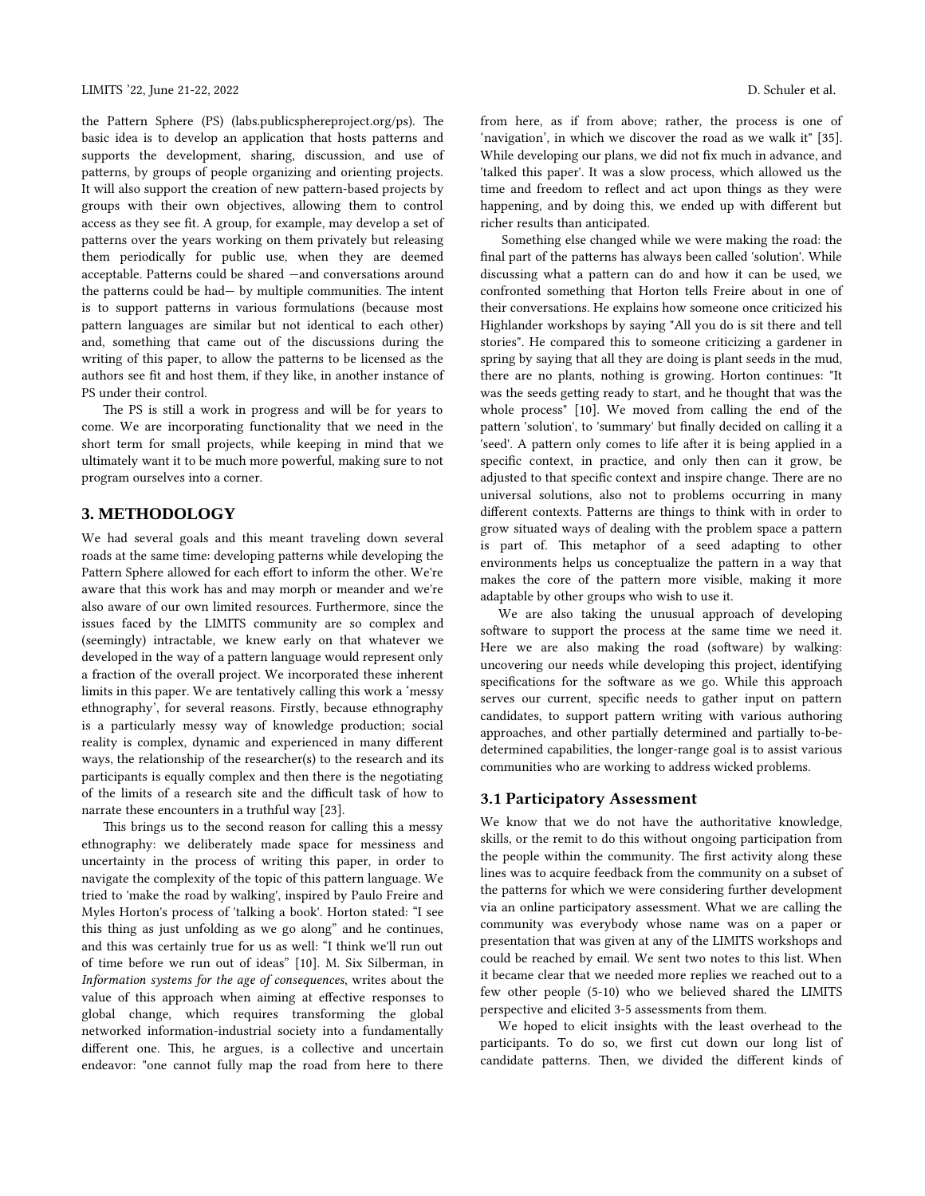the Pattern Sphere (PS) (labs.publicsphereproject.org/ps). The basic idea is to develop an application that hosts patterns and supports the development, sharing, discussion, and use of patterns, by groups of people organizing and orienting projects. It will also support the creation of new pattern-based projects by groups with their own objectives, allowing them to control access as they see fit. A group, for example, may develop a set of patterns over the years working on them privately but releasing them periodically for public use, when they are deemed acceptable. Patterns could be shared —and conversations around the patterns could be had— by multiple communities. The intent is to support patterns in various formulations (because most pattern languages are similar but not identical to each other) and, something that came out of the discussions during the writing of this paper, to allow the patterns to be licensed as the authors see fit and host them, if they like, in another instance of PS under their control.

The PS is still a work in progress and will be for years to come. We are incorporating functionality that we need in the short term for small projects, while keeping in mind that we ultimately want it to be much more powerful, making sure to not program ourselves into a corner.

## 3. METHODOLOGY

We had several goals and this meant traveling down several roads at the same time: developing patterns while developing the Pattern Sphere allowed for each effort to inform the other. We're aware that this work has and may morph or meander and we're also aware of our own limited resources. Furthermore, since the issues faced by the LIMITS community are so complex and (seemingly) intractable, we knew early on that whatever we developed in the way of a pattern language would represent only a fraction of the overall project. We incorporated these inherent limits in this paper. We are tentatively calling this work a 'messy ethnography', for several reasons. Firstly, because ethnography is a particularly messy way of knowledge production; social reality is complex, dynamic and experienced in many different ways, the relationship of the researcher(s) to the research and its participants is equally complex and then there is the negotiating of the limits of a research site and the difficult task of how to narrate these encounters in a truthful way [23].

This brings us to the second reason for calling this a messy ethnography: we deliberately made space for messiness and uncertainty in the process of writing this paper, in order to navigate the complexity of the topic of this pattern language. We tried to 'make the road by walking', inspired by Paulo Freire and Myles Horton's process of 'talking a book'. Horton stated: "I see this thing as just unfolding as we go along" and he continues, and this was certainly true for us as well: "I think we'll run out of time before we run out of ideas" [10]. M. Six Silberman, in *Information systems for the age of consequences*, writes about the value of this approach when aiming at effective responses to global change, which requires transforming the global networked information-industrial society into a fundamentally different one. This, he argues, is a collective and uncertain endeavor: "one cannot fully map the road from here to there from here, as if from above; rather, the process is one of 'navigation', in which we discover the road as we walk it" [35]. While developing our plans, we did not fix much in advance, and 'talked this paper'. It was a slow process, which allowed us the time and freedom to reflect and act upon things as they were happening, and by doing this, we ended up with different but richer results than anticipated.

Something else changed while we were making the road: the final part of the patterns has always been called 'solution'. While discussing what a pattern can do and how it can be used, we confronted something that Horton tells Freire about in one of their conversations. He explains how someone once criticized his Highlander workshops by saying "All you do is sit there and tell stories". He compared this to someone criticizing a gardener in spring by saying that all they are doing is plant seeds in the mud, there are no plants, nothing is growing. Horton continues: "It was the seeds getting ready to start, and he thought that was the whole process" [10]. We moved from calling the end of the pattern 'solution', to 'summary' but finally decided on calling it a 'seed'. A pattern only comes to life after it is being applied in a specific context, in practice, and only then can it grow, be adjusted to that specific context and inspire change. There are no universal solutions, also not to problems occurring in many different contexts. Patterns are things to think with in order to grow situated ways of dealing with the problem space a pattern is part of. This metaphor of a seed adapting to other environments helps us conceptualize the pattern in a way that makes the core of the pattern more visible, making it more adaptable by other groups who wish to use it.

We are also taking the unusual approach of developing software to support the process at the same time we need it. Here we are also making the road (software) by walking: uncovering our needs while developing this project, identifying specifications for the software as we go. While this approach serves our current, specific needs to gather input on pattern candidates, to support pattern writing with various authoring approaches, and other partially determined and partially to-be-determined capabilities, the longer-range goal is to assist various communities who are working to address wicked problems.

### 3.1 Participatory Assessment

We know that we do not have the authoritative knowledge, skills, or the remit to do this without ongoing participation from the people within the community. The first activity along these lines was to acquire feedback from the community on a subset of the patterns for which we were considering further development via an online participatory assessment. What we are calling the community was everybody whose name was on a paper or presentation that was given at any of the LIMITS workshops and could be reached by email. We sent two notes to this list. When it became clear that we needed more replies we reached out to a few other people (5-10) who we believed shared the LIMITS perspective and elicited 3-5 assessments from them.

We hoped to elicit insights with the least overhead to the participants. To do so, we first cut down our long list of candidate patterns. Then, we divided the different kinds of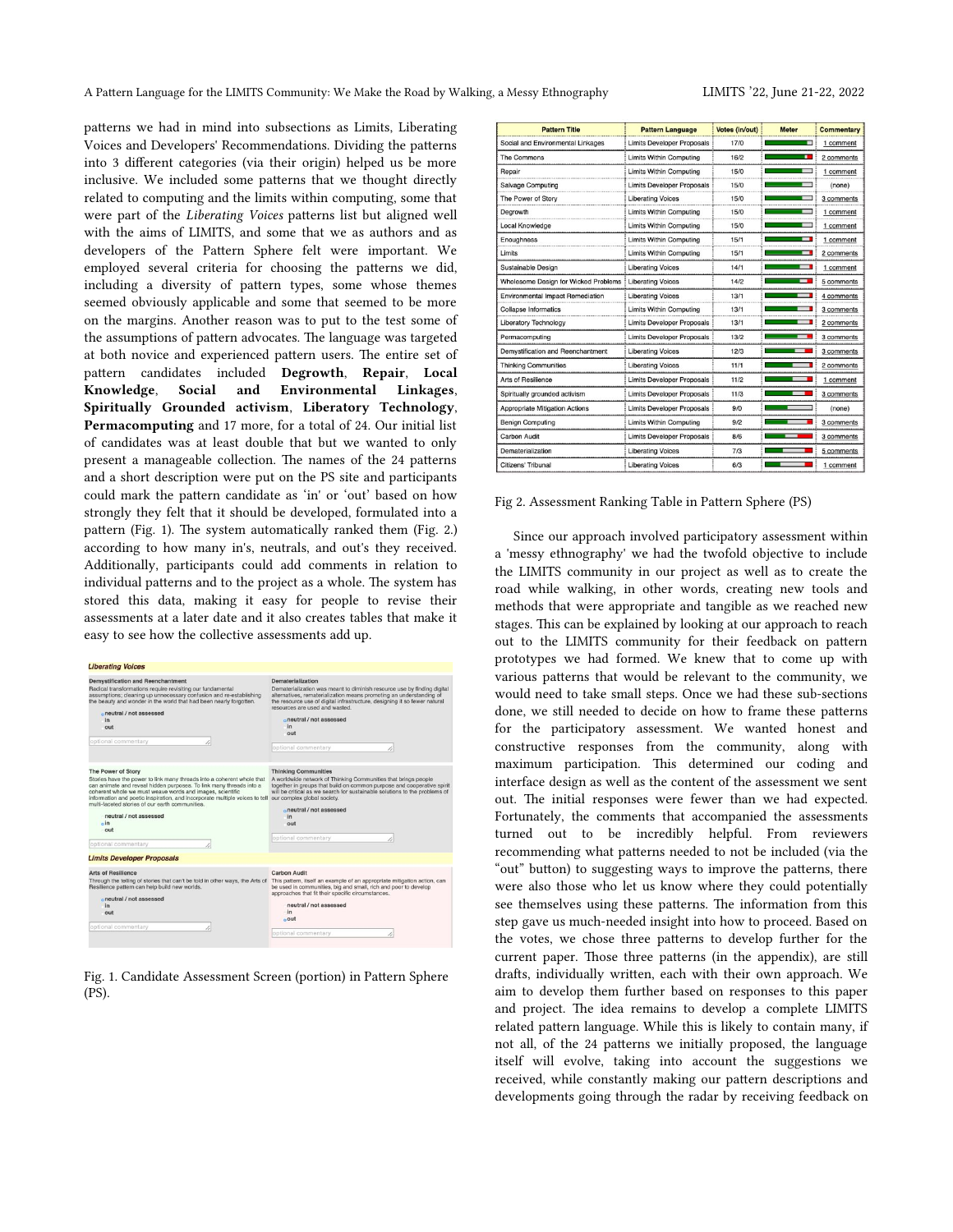patterns we had in mind into subsections as Limits, Liberating Voices and Developers' Recommendations. Dividing the patterns into 3 different categories (via their origin) helped us be more inclusive. We included some patterns that we thought directly related to computing and the limits within computing, some that were part of the *Liberating Voices* patterns list but aligned well with the aims of LIMITS, and some that we as authors and as developers of the Pattern Sphere felt were important. We employed several criteria for choosing the patterns we did, including a diversity of pattern types, some whose themes seemed obviously applicable and some that seemed to be more on the margins. Another reason was to put to the test some of the assumptions of pattern advocates. The language was targeted at both novice and experienced pattern users. The entire set of pattern candidates included **Degrowth**, **Repair**, **Local Knowledge**, **Social and Environmental Linkages**, **Spiritually Grounded activism**, **Liberatory Technology**, **Permacomputing** and 17 more, for a total of 24. Our initial list of candidates was at least double that but we wanted to only present a manageable collection. The names of the 24 patterns and a short description were put on the PS site and participants could mark the pattern candidate as 'in' or 'out' based on how strongly they felt that it should be developed, formulated into a pattern (Fig. 1). The system automatically ranked them (Fig. 2.) according to how many in's, neutrals, and out's they received. Additionally, participants could add comments in relation to individual patterns and to the project as a whole. The system has stored this data, making it easy for people to revise their assessments at a later date and it also creates tables that make it easy to see how the collective assessments add up.

Fig. 1. Candidate Assessment Screen (portion) in Pattern Sphere (PS).

| Pattern Title | Pattern Language | Votes (in/out) | Meter | Commentary |
|---|---|---|---|---|
| Social and Environmental Linkages | Limits Developer Proposals | 17/0 | | 1 comment |
| The Commons | Limits Within Computing | 16/2 | | 2 comments |
| Repair | Limits Within Computing | 15/0 | | 1 comment |
| Salvage Computing | Limits Developer Proposals | 15/0 | | (none) |
| The Power of Story | Liberating Voices | 15/0 | | 3 comments |
| Degrowth | Limits Within Computing | 15/0 | | 1 comment |
| Local Knowledge | Limits Within Computing | 15/0 | | 1 comment |
| Enoughness | Limits Within Computing | 15/1 | | 1 comment |
| Limits | Limits Within Computing | 15/1 | | 2 comments |
| Sustainable Design | Liberating Voices | 14/1 | | 1 comment |
| Wholesome Design for Wicked Problems | Liberating Voices | 14/2 | | 5 comments |
| Environmental Impact Remediation | Liberating Voices | 13/1 | | 4 comments |
| Collapse Informatics | Limits Within Computing | 13/1 | | 3 comments |
| Liberatory Technology | Limits Developer Proposals | 13/1 | | 2 comments |
| Permacomputing | Limits Developer Proposals | 13/2 | | 3 comments |
| Demystification and Reenchantment | Liberating Voices | 12/3 | | 3 comments |
| Thinking Communities | Liberating Voices | 11/1 | | 2 comments |
| Arts of Resilience | Limits Developer Proposals | 11/2 | | 1 comment |
| Spiritually grounded activism | Limits Developer Proposals | 11/3 | | 3 comments |
| Appropriate Mitigation Actions | Limits Developer Proposals | 9/0 | | (none) |
| Benign Computing | Limits Within Computing | 9/2 | | 3 comments |
| Carbon Audit | Limits Developer Proposals | 8/6 | | 3 comments |
| Dematerialization | Liberating Voices | 7/3 | | 5 comments |
| Citizens' Tribunal | Liberating Voices | 6/3 | | 1 comment |

Fig 2. Assessment Ranking Table in Pattern Sphere (PS)

Since our approach involved participatory assessment within a 'messy ethnography' we had the twofold objective to include the LIMITS community in our project as well as to create the road while walking, in other words, creating new tools and methods that were appropriate and tangible as we reached new stages. This can be explained by looking at our approach to reach out to the LIMITS community for their feedback on pattern prototypes we had formed. We knew that to come up with various patterns that would be relevant to the community, we would need to take small steps. Once we had these sub-sections done, we still needed to decide on how to frame these patterns for the participatory assessment. We wanted honest and constructive responses from the community, along with maximum participation. This determined our coding and interface design as well as the content of the assessment we sent out. The initial responses were fewer than we had expected. Fortunately, the comments that accompanied the assessments turned out to be incredibly helpful. From reviewers recommending what patterns needed to not be included (via the "out" button) to suggesting ways to improve the patterns, there were also those who let us know where they could potentially see themselves using these patterns. The information from this step gave us much-needed insight into how to proceed. Based on the votes, we chose three patterns to develop further for the current paper. Those three patterns (in the appendix), are still drafts, individually written, each with their own approach. We aim to develop them further based on responses to this paper and project. The idea remains to develop a complete LIMITS related pattern language. While this is likely to contain many, if not all, of the 24 patterns we initially proposed, the language itself will evolve, taking into account the suggestions we received, while constantly making our pattern descriptions and developments going through the radar by receiving feedback on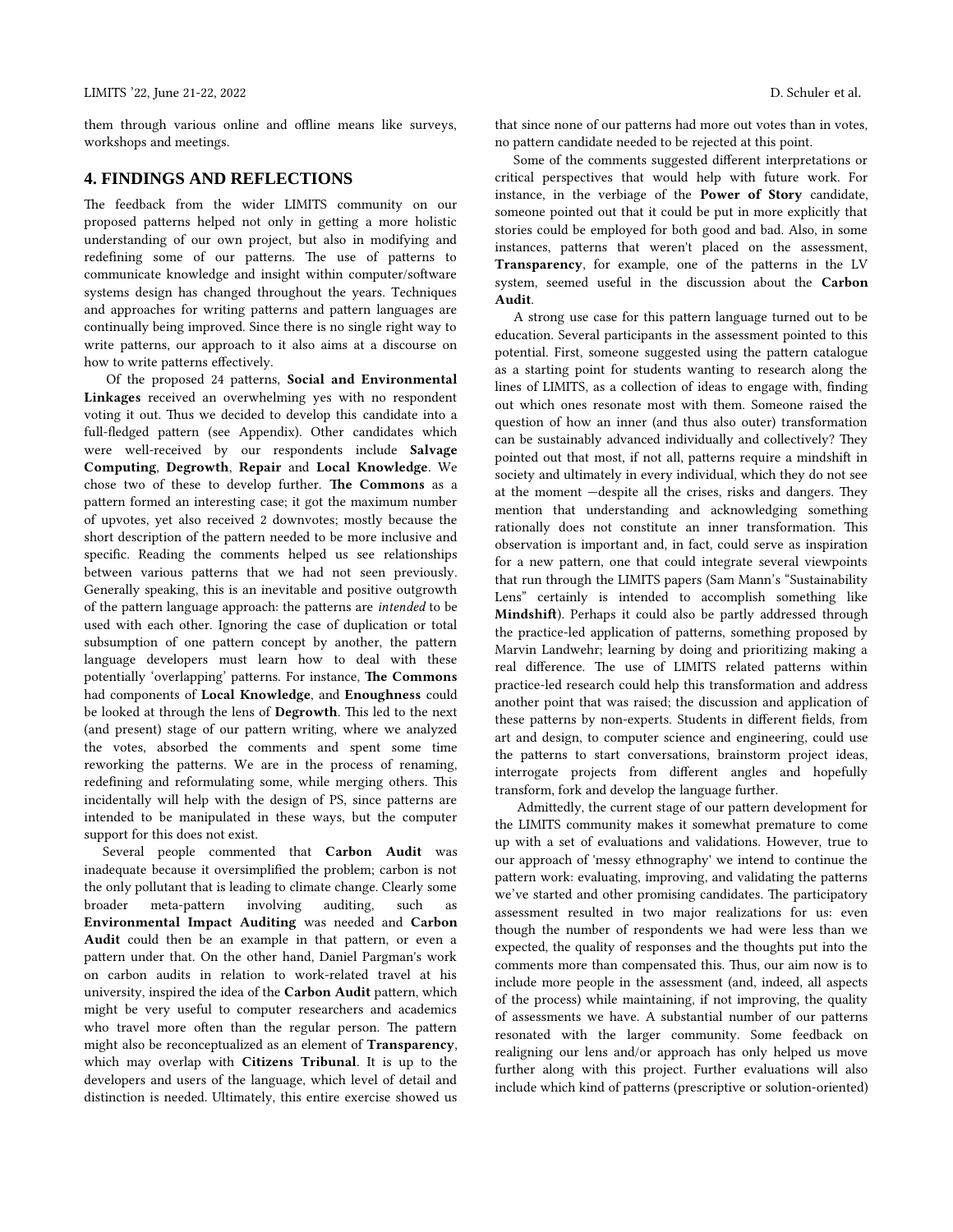them through various online and offline means like surveys, workshops and meetings.

# 4. FINDINGS AND REFLECTIONS

The feedback from the wider LIMITS community on our proposed patterns helped not only in getting a more holistic understanding of our own project, but also in modifying and redefining some of our patterns. The use of patterns to communicate knowledge and insight within computer/software systems design has changed throughout the years. Techniques and approaches for writing patterns and pattern languages are continually being improved. Since there is no single right way to write patterns, our approach to it also aims at a discourse on how to write patterns effectively.

Of the proposed 24 patterns, **Social and Environmental Linkages** received an overwhelming yes with no respondent voting it out. Thus we decided to develop this candidate into a full-fledged pattern (see Appendix). Other candidates which were well-received by our respondents include **Salvage Computing**, **Degrowth**, **Repair** and **Local Knowledge**. We chose two of these to develop further. **The Commons** as a pattern formed an interesting case; it got the maximum number of upvotes, yet also received 2 downvotes; mostly because the short description of the pattern needed to be more inclusive and specific. Reading the comments helped us see relationships between various patterns that we had not seen previously. Generally speaking, this is an inevitable and positive outgrowth of the pattern language approach: the patterns are *intended* to be used with each other. Ignoring the case of duplication or total subsumption of one pattern concept by another, the pattern language developers must learn how to deal with these potentially 'overlapping' patterns. For instance, **The Commons** had components of **Local Knowledge**, and **Enoughness** could be looked at through the lens of **Degrowth**. This led to the next (and present) stage of our pattern writing, where we analyzed the votes, absorbed the comments and spent some time reworking the patterns. We are in the process of renaming, redefining and reformulating some, while merging others. This incidentally will help with the design of PS, since patterns are intended to be manipulated in these ways, but the computer support for this does not exist.

Several people commented that **Carbon Audit** was inadequate because it oversimplified the problem; carbon is not the only pollutant that is leading to climate change. Clearly some broader meta-pattern involving auditing, such as **Environmental Impact Auditing** was needed and **Carbon Audit** could then be an example in that pattern, or even a pattern under that. On the other hand, Daniel Pargman's work on carbon audits in relation to work-related travel at his university, inspired the idea of the **Carbon Audit** pattern, which might be very useful to computer researchers and academics who travel more often than the regular person. The pattern might also be reconceptualized as an element of **Transparency**, which may overlap with **Citizens Tribunal**. It is up to the developers and users of the language, which level of detail and distinction is needed. Ultimately, this entire exercise showed us that since none of our patterns had more out votes than in votes, no pattern candidate needed to be rejected at this point.

Some of the comments suggested different interpretations or critical perspectives that would help with future work. For instance, in the verbiage of the **Power of Story** candidate, someone pointed out that it could be put in more explicitly that stories could be employed for both good and bad. Also, in some instances, patterns that weren't placed on the assessment, **Transparency**, for example, one of the patterns in the LV system, seemed useful in the discussion about the **Carbon Audit**.

A strong use case for this pattern language turned out to be education. Several participants in the assessment pointed to this potential. First, someone suggested using the pattern catalogue as a starting point for students wanting to research along the lines of LIMITS, as a collection of ideas to engage with, finding out which ones resonate most with them. Someone raised the question of how an inner (and thus also outer) transformation can be sustainably advanced individually and collectively? They pointed out that most, if not all, patterns require a mindshift in society and ultimately in every individual, which they do not see at the moment —despite all the crises, risks and dangers. They mention that understanding and acknowledging something rationally does not constitute an inner transformation. This observation is important and, in fact, could serve as inspiration for a new pattern, one that could integrate several viewpoints that run through the LIMITS papers (Sam Mann's "Sustainability Lens" certainly is intended to accomplish something like **Mindshift**). Perhaps it could also be partly addressed through the practice-led application of patterns, something proposed by Marvin Landwehr; learning by doing and prioritizing making a real difference. The use of LIMITS related patterns within practice-led research could help this transformation and address another point that was raised; the discussion and application of these patterns by non-experts. Students in different fields, from art and design, to computer science and engineering, could use the patterns to start conversations, brainstorm project ideas, interrogate projects from different angles and hopefully transform, fork and develop the language further.

Admittedly, the current stage of our pattern development for the LIMITS community makes it somewhat premature to come up with a set of evaluations and validations. However, true to our approach of 'messy ethnography' we intend to continue the pattern work: evaluating, improving, and validating the patterns we've started and other promising candidates. The participatory assessment resulted in two major realizations for us: even though the number of respondents we had were less than we expected, the quality of responses and the thoughts put into the comments more than compensated this. Thus, our aim now is to include more people in the assessment (and, indeed, all aspects of the process) while maintaining, if not improving, the quality of assessments we have. A substantial number of our patterns resonated with the larger community. Some feedback on realigning our lens and/or approach has only helped us move further along with this project. Further evaluations will also include which kind of patterns (prescriptive or solution-oriented)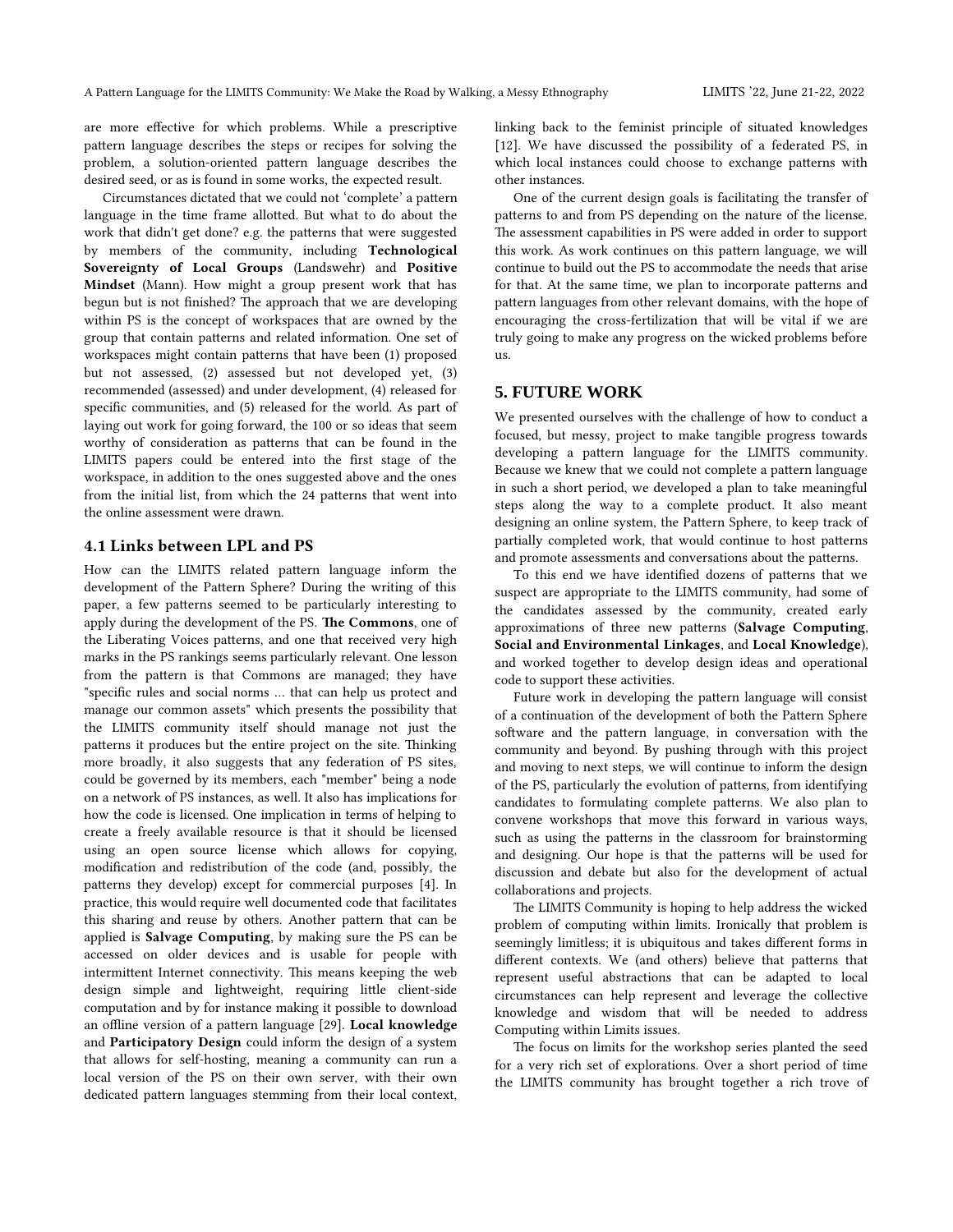are more effective for which problems. While a prescriptive pattern language describes the steps or recipes for solving the problem, a solution-oriented pattern language describes the desired seed, or as is found in some works, the expected result.

Circumstances dictated that we could not 'complete' a pattern language in the time frame allotted. But what to do about the work that didn't get done? e.g. the patterns that were suggested by members of the community, including **Technological Sovereignty of Local Groups** (Landswehr) and **Positive Mindset** (Mann). How might a group present work that has begun but is not finished? The approach that we are developing within PS is the concept of workspaces that are owned by the group that contain patterns and related information. One set of workspaces might contain patterns that have been (1) proposed but not assessed, (2) assessed but not developed yet, (3) recommended (assessed) and under development, (4) released for specific communities, and (5) released for the world. As part of laying out work for going forward, the 100 or so ideas that seem worthy of consideration as patterns that can be found in the LIMITS papers could be entered into the first stage of the workspace, in addition to the ones suggested above and the ones from the initial list, from which the 24 patterns that went into the online assessment were drawn.

### 4.1 Links between LPL and PS

How can the LIMITS related pattern language inform the development of the Pattern Sphere? During the writing of this paper, a few patterns seemed to be particularly interesting to apply during the development of the PS. **The Commons**, one of the Liberating Voices patterns, and one that received very high marks in the PS rankings seems particularly relevant. One lesson from the pattern is that Commons are managed; they have "specific rules and social norms … that can help us protect and manage our common assets" which presents the possibility that the LIMITS community itself should manage not just the patterns it produces but the entire project on the site. Thinking more broadly, it also suggests that any federation of PS sites, could be governed by its members, each "member" being a node on a network of PS instances, as well. It also has implications for how the code is licensed. One implication in terms of helping to create a freely available resource is that it should be licensed using an open source license which allows for copying, modification and redistribution of the code (and, possibly, the patterns they develop) except for commercial purposes [4]. In practice, this would require well documented code that facilitates this sharing and reuse by others. Another pattern that can be applied is **Salvage Computing**, by making sure the PS can be accessed on older devices and is usable for people with intermittent Internet connectivity. This means keeping the web design simple and lightweight, requiring little client-side computation and by for instance making it possible to download an offline version of a pattern language [29]. **Local knowledge** and **Participatory Design** could inform the design of a system that allows for self-hosting, meaning a community can run a local version of the PS on their own server, with their own dedicated pattern languages stemming from their local context, linking back to the feminist principle of situated knowledges [12]. We have discussed the possibility of a federated PS, in which local instances could choose to exchange patterns with other instances.

One of the current design goals is facilitating the transfer of patterns to and from PS depending on the nature of the license. The assessment capabilities in PS were added in order to support this work. As work continues on this pattern language, we will continue to build out the PS to accommodate the needs that arise for that. At the same time, we plan to incorporate patterns and pattern languages from other relevant domains, with the hope of encouraging the cross-fertilization that will be vital if we are truly going to make any progress on the wicked problems before us.

## 5. FUTURE WORK

We presented ourselves with the challenge of how to conduct a focused, but messy, project to make tangible progress towards developing a pattern language for the LIMITS community. Because we knew that we could not complete a pattern language in such a short period, we developed a plan to take meaningful steps along the way to a complete product. It also meant designing an online system, the Pattern Sphere, to keep track of partially completed work, that would continue to host patterns and promote assessments and conversations about the patterns.

To this end we have identified dozens of patterns that we suspect are appropriate to the LIMITS community, had some of the candidates assessed by the community, created early approximations of three new patterns (**Salvage Computing**, **Social and Environmental Linkages**, and **Local Knowledge**), and worked together to develop design ideas and operational code to support these activities.

Future work in developing the pattern language will consist of a continuation of the development of both the Pattern Sphere software and the pattern language, in conversation with the community and beyond. By pushing through with this project and moving to next steps, we will continue to inform the design of the PS, particularly the evolution of patterns, from identifying candidates to formulating complete patterns. We also plan to convene workshops that move this forward in various ways, such as using the patterns in the classroom for brainstorming and designing. Our hope is that the patterns will be used for discussion and debate but also for the development of actual collaborations and projects.

The LIMITS Community is hoping to help address the wicked problem of computing within limits. Ironically that problem is seemingly limitless; it is ubiquitous and takes different forms in different contexts. We (and others) believe that patterns that represent useful abstractions that can be adapted to local circumstances can help represent and leverage the collective knowledge and wisdom that will be needed to address Computing within Limits issues.

The focus on limits for the workshop series planted the seed for a very rich set of explorations. Over a short period of time the LIMITS community has brought together a rich trove of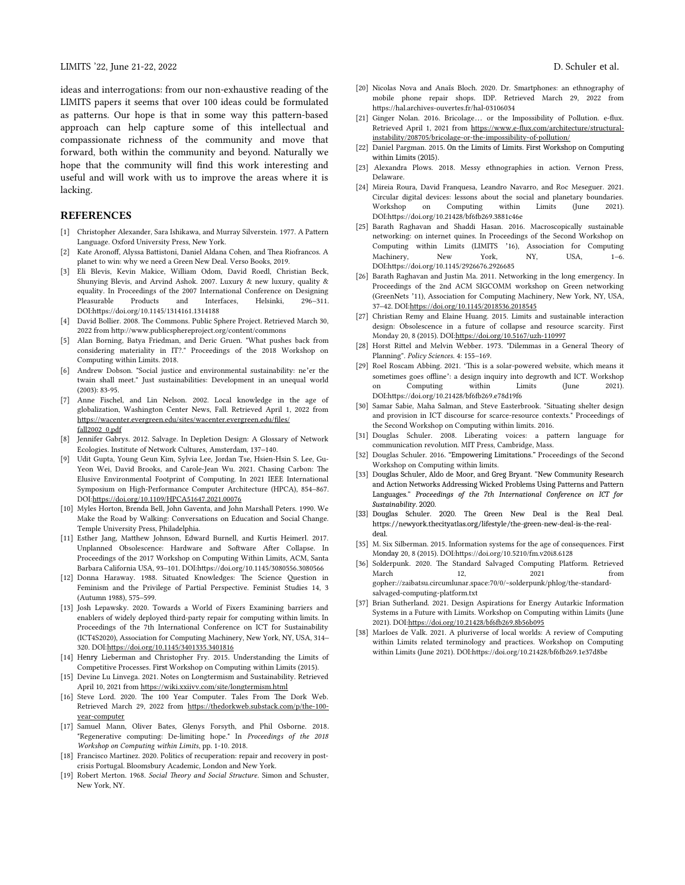ideas and interrogations: from our non-exhaustive reading of the LIMITS papers it seems that over 100 ideas could be formulated as patterns. Our hope is that in some way this pattern-based approach can help capture some of this intellectual and compassionate richness of the community and move that forward, both within the community and beyond. Naturally we hope that the community will find this work interesting and useful and will work with us to improve the areas where it is lacking.

## REFERENCES

- [1] Christopher Alexander, Sara Ishikawa, and Murray Silverstein. 1977. A Pattern Language. Oxford University Press, New York.
- [2] Kate Aronoff, Alyssa Battistoni, Daniel Aldana Cohen, and Thea Riofrancos. A planet to win: why we need a Green New Deal. Verso Books, 2019.
- [3] Eli Blevis, Kevin Makice, William Odom, David Roedl, Christian Beck, Shunying Blevis, and Arvind Ashok. 2007. Luxury & new luxury, quality & equality. In Proceedings of the 2007 International Conference on Designing Pleasurable Products and Interfaces, Helsinki, 296–311. DOI:https://doi.org/10.1145/1314161.1314188
- [4] David Bollier. 2008. The Commons. Public Sphere Project. Retrieved March 30, 2022 from http://www.publicsphereproject.org/content/commons
- [5] Alan Borning, Batya Friedman, and Deric Gruen. "What pushes back from considering materiality in IT?." Proceedings of the 2018 Workshop on Computing within Limits. 2018.
- [6] Andrew Dobson. "Social justice and environmental sustainability: ne'er the twain shall meet." Just sustainabilities: Development in an unequal world (2003): 83-95.
- [7] Anne Fischel, and Lin Nelson. 2002. Local knowledge in the age of globalization, Washington Center News, Fall. Retrieved April 1, 2022 from https://wacenter.evergreen.edu/sites/wacenter.evergreen.edu/files/fall2002_0.pdf
- [8] Jennifer Gabrys. 2012. Salvage. In Depletion Design: A Glossary of Network Ecologies. Institute of Network Cultures, Amsterdam, 137–140.
- [9] Udit Gupta, Young Geun Kim, Sylvia Lee, Jordan Tse, Hsien-Hsin S. Lee, Gu-Yeon Wei, David Brooks, and Carole-Jean Wu. 2021. Chasing Carbon: The Elusive Environmental Footprint of Computing. In 2021 IEEE International Symposium on High-Performance Computer Architecture (HPCA), 854–867. DOI:https://doi.org/10.1109/HPCA51647.2021.00076
- [10] Myles Horton, Brenda Bell, John Gaventa, and John Marshall Peters. 1990. We Make the Road by Walking: Conversations on Education and Social Change. Temple University Press, Philadelphia.
- [11] Esther Jang, Matthew Johnson, Edward Burnell, and Kurtis Heimerl. 2017. Unplanned Obsolescence: Hardware and Software After Collapse. In Proceedings of the 2017 Workshop on Computing Within Limits, ACM, Santa Barbara California USA, 93–101. DOI:https://doi.org/10.1145/3080556.3080566
- [12] Donna Haraway. 1988. Situated Knowledges: The Science Question in Feminism and the Privilege of Partial Perspective. Feminist Studies 14, 3 (Autumn 1988), 575–599.
- [13] Josh Lepawsky. 2020. Towards a World of Fixers Examining barriers and enablers of widely deployed third-party repair for computing within limits. In Proceedings of the 7th International Conference on ICT for Sustainability (ICT4S2020), Association for Computing Machinery, New York, NY, USA, 314–320. DOI:https://doi.org/10.1145/3401335.3401816
- [14] Henry Lieberman and Christopher Fry. 2015. Understanding the Limits of Competitive Processes. First Workshop on Computing within Limits (2015).
- [15] Devine Lu Linvega. 2021. Notes on Longtermism and Sustainability. Retrieved April 10, 2021 from https://wiki.xxiivv.com/site/longtermism.html
- [16] Steve Lord. 2020. The 100 Year Computer. Tales From The Dork Web. Retrieved March 29, 2022 from https://thedorkweb.substack.com/p/the-100-year-computer
- [17] Samuel Mann, Oliver Bates, Glenys Forsyth, and Phil Osborne. 2018. "Regenerative computing: De-limiting hope." In *Proceedings of the 2018 Workshop on Computing within Limits*, pp. 1-10. 2018.
- [18] Francisco Martinez. 2020. Politics of recuperation: repair and recovery in post-crisis Portugal. Bloomsbury Academic, London and New York.
- [19] Robert Merton. 1968. *Social Theory and Social Structure*. Simon and Schuster, New York, NY.
- [20] Nicolas Nova and Anaïs Bloch. 2020. Dr. Smartphones: an ethnography of mobile phone repair shops. IDP. Retrieved March 29, 2022 from https://hal.archives-ouvertes.fr/hal-03106034
- [21] Ginger Nolan. 2016. Bricolage… or the Impossibility of Pollution. e-flux. Retrieved April 1, 2021 from https://www.e-flux.com/architecture/structural-instability/208705/bricolage-or-the-impossibility-of-pollution/
- [22] Daniel Pargman. 2015. On the Limits of Limits. First Workshop on Computing within Limits (2015).
- [23] Alexandra Plows. 2018. Messy ethnographies in action. Vernon Press, Delaware.
- [24] Mireia Roura, David Franquesa, Leandro Navarro, and Roc Meseguer. 2021. Circular digital devices: lessons about the social and planetary boundaries. Workshop on Computing within Limits (June 2021). DOI:https://doi.org/10.21428/bf6fb269.3881c46e
- [25] Barath Raghavan and Shaddi Hasan. 2016. Macroscopically sustainable networking: on internet quines. In Proceedings of the Second Workshop on Computing within Limits (LIMITS '16), Association for Computing Machinery, New York, NY, USA, 1–6. DOI:https://doi.org/10.1145/2926676.2926685
- [26] Barath Raghavan and Justin Ma. 2011. Networking in the long emergency. In Proceedings of the 2nd ACM SIGCOMM workshop on Green networking (GreenNets '11), Association for Computing Machinery, New York, NY, USA, 37–42. DOI:https://doi.org/10.1145/2018536.2018545
- [27] Christian Remy and Elaine Huang. 2015. Limits and sustainable interaction design: Obsolescence in a future of collapse and resource scarcity. First Monday 20, 8 (2015). DOI:https://doi.org/10.5167/uzh-110997
- [28] Horst Rittel and Melvin Webber. 1973. "Dilemmas in a General Theory of Planning". *Policy Sciences*. 4: 155–169.
- [29] Roel Roscam Abbing. 2021. 'This is a solar-powered website, which means it sometimes goes offline': a design inquiry into degrowth and ICT. Workshop on Computing within Limits (June 2021). DOI:https://doi.org/10.21428/bf6fb269.e78d19f6
- [30] Samar Sabie, Maha Salman, and Steve Easterbrook. "Situating shelter design and provision in ICT discourse for scarce-resource contexts." Proceedings of the Second Workshop on Computing within limits. 2016.
- [31] Douglas Schuler. 2008. Liberating voices: a pattern language for communication revolution. MIT Press, Cambridge, Mass.
- [32] Douglas Schuler. 2016. "Empowering Limitations." Proceedings of the Second Workshop on Computing within limits.
- [33] Douglas Schuler, Aldo de Moor, and Greg Bryant. "New Community Research and Action Networks Addressing Wicked Problems Using Patterns and Pattern Languages." *Proceedings of the 7th International Conference on ICT for Sustainability*. 2020.
- [33] Douglas Schuler. 2020. The Green New Deal is the Real Deal. https://newyork.thecityatlas.org/lifestyle/the-green-new-deal-is-the-real-deal.
- [35] M. Six Silberman. 2015. Information systems for the age of consequences. First Monday 20, 8 (2015). DOI:https://doi.org/10.5210/fm.v20i8.6128
- [36] Solderpunk. 2020. The Standard Salvaged Computing Platform. Retrieved March 12, 2021 from gopher://zaibatsu.circumlunar.space:70/0/~solderpunk/phlog/the-standard-salvaged-computing-platform.txt
- [37] Brian Sutherland. 2021. Design Aspirations for Energy Autarkic Information Systems in a Future with Limits. Workshop on Computing within Limits (June 2021). DOI:https://doi.org/10.21428/bf6fb269.8b56b095
- [38] Marloes de Valk. 2021. A pluriverse of local worlds: A review of Computing within Limits terminology and practices. Workshop on Computing within Limits (June 2021). DOI:https://doi.org/10.21428/bf6fb269.1e37d8be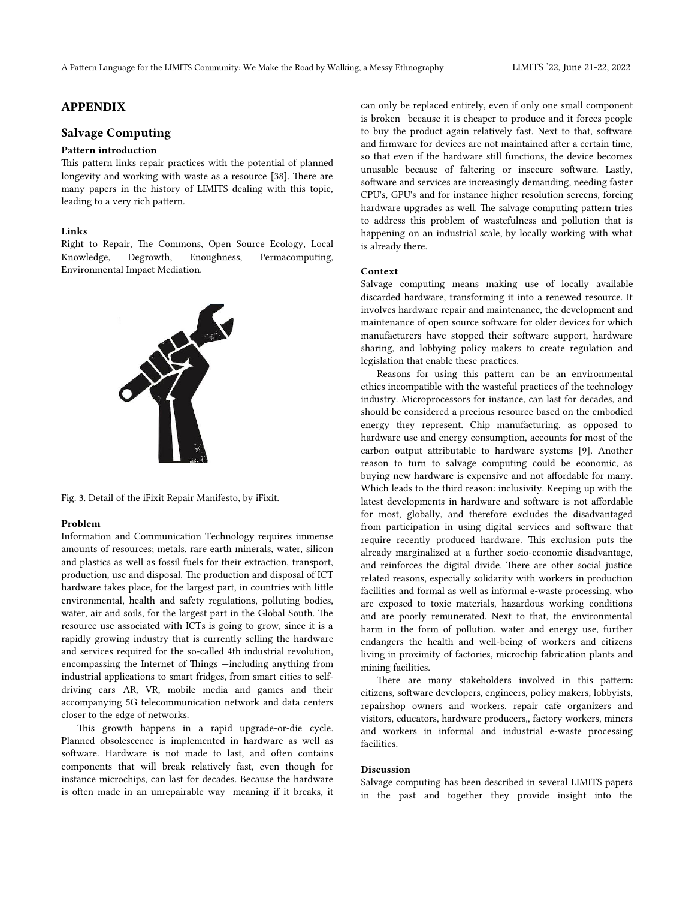# APPENDIX

## Salvage Computing

### Pattern introduction

This pattern links repair practices with the potential of planned longevity and working with waste as a resource [38]. There are many papers in the history of LIMITS dealing with this topic, leading to a very rich pattern.

### Links

Right to Repair, The Commons, Open Source Ecology, Local Knowledge, Degrowth, Enoughness, Permacomputing, Environmental Impact Mediation.

Fig. 3. Detail of the iFixit Repair Manifesto, by iFixit.

### Problem

Information and Communication Technology requires immense amounts of resources; metals, rare earth minerals, water, silicon and plastics as well as fossil fuels for their extraction, transport, production, use and disposal. The production and disposal of ICT hardware takes place, for the largest part, in countries with little environmental, health and safety regulations, polluting bodies, water, air and soils, for the largest part in the Global South. The resource use associated with ICTs is going to grow, since it is a rapidly growing industry that is currently selling the hardware and services required for the so-called 4th industrial revolution, encompassing the Internet of Things —including anything from industrial applications to smart fridges, from smart cities to self-driving cars—AR, VR, mobile media and games and their accompanying 5G telecommunication network and data centers closer to the edge of networks.

This growth happens in a rapid upgrade-or-die cycle. Planned obsolescence is implemented in hardware as well as software. Hardware is not made to last, and often contains components that will break relatively fast, even though for instance microchips, can last for decades. Because the hardware is often made in an unrepairable way—meaning if it breaks, it can only be replaced entirely, even if only one small component is broken—because it is cheaper to produce and it forces people to buy the product again relatively fast. Next to that, software and firmware for devices are not maintained after a certain time, so that even if the hardware still functions, the device becomes unusable because of faltering or insecure software. Lastly, software and services are increasingly demanding, needing faster CPU's, GPU's and for instance higher resolution screens, forcing hardware upgrades as well. The salvage computing pattern tries to address this problem of wastefulness and pollution that is happening on an industrial scale, by locally working with what is already there.

### Context

Salvage computing means making use of locally available discarded hardware, transforming it into a renewed resource. It involves hardware repair and maintenance, the development and maintenance of open source software for older devices for which manufacturers have stopped their software support, hardware sharing, and lobbying policy makers to create regulation and legislation that enable these practices.

Reasons for using this pattern can be an environmental ethics incompatible with the wasteful practices of the technology industry. Microprocessors for instance, can last for decades, and should be considered a precious resource based on the embodied energy they represent. Chip manufacturing, as opposed to hardware use and energy consumption, accounts for most of the carbon output attributable to hardware systems [9]. Another reason to turn to salvage computing could be economic, as buying new hardware is expensive and not affordable for many. Which leads to the third reason: inclusivity. Keeping up with the latest developments in hardware and software is not affordable for most, globally, and therefore excludes the disadvantaged from participation in using digital services and software that require recently produced hardware. This exclusion puts the already marginalized at a further socio-economic disadvantage, and reinforces the digital divide. There are other social justice related reasons, especially solidarity with workers in production facilities and formal as well as informal e-waste processing, who are exposed to toxic materials, hazardous working conditions and are poorly remunerated. Next to that, the environmental harm in the form of pollution, water and energy use, further endangers the health and well-being of workers and citizens living in proximity of factories, microchip fabrication plants and mining facilities.

There are many stakeholders involved in this pattern: citizens, software developers, engineers, policy makers, lobbyists, repairshop owners and workers, repair cafe organizers and visitors, educators, hardware producers,, factory workers, miners and workers in informal and industrial e-waste processing facilities.

### Discussion

Salvage computing has been described in several LIMITS papers in the past and together they provide insight into the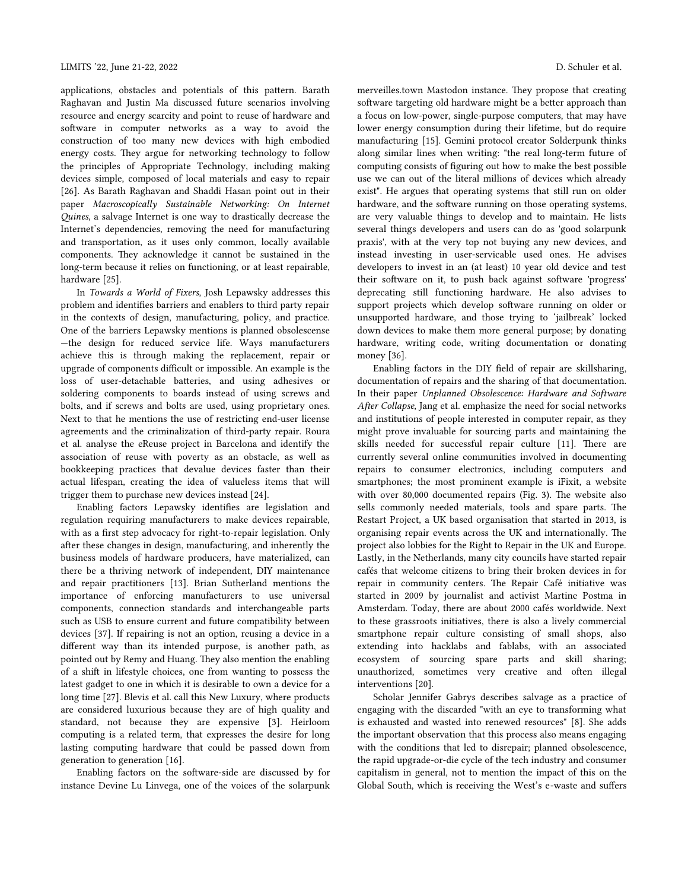applications, obstacles and potentials of this pattern. Barath Raghavan and Justin Ma discussed future scenarios involving resource and energy scarcity and point to reuse of hardware and software in computer networks as a way to avoid the construction of too many new devices with high embodied energy costs. They argue for networking technology to follow the principles of Appropriate Technology, including making devices simple, composed of local materials and easy to repair [26]. As Barath Raghavan and Shaddi Hasan point out in their paper *Macroscopically Sustainable Networking: On Internet Quines*, a salvage Internet is one way to drastically decrease the Internet's dependencies, removing the need for manufacturing and transportation, as it uses only common, locally available components. They acknowledge it cannot be sustained in the long-term because it relies on functioning, or at least repairable, hardware [25].

In *Towards a World of Fixers*, Josh Lepawsky addresses this problem and identifies barriers and enablers to third party repair in the contexts of design, manufacturing, policy, and practice. One of the barriers Lepawsky mentions is planned obsolescense —the design for reduced service life. Ways manufacturers achieve this is through making the replacement, repair or upgrade of components difficult or impossible. An example is the loss of user-detachable batteries, and using adhesives or soldering components to boards instead of using screws and bolts, and if screws and bolts are used, using proprietary ones. Next to that he mentions the use of restricting end-user license agreements and the criminalization of third-party repair. Roura et al. analyse the eReuse project in Barcelona and identify the association of reuse with poverty as an obstacle, as well as bookkeeping practices that devalue devices faster than their actual lifespan, creating the idea of valueless items that will trigger them to purchase new devices instead [24].

Enabling factors Lepawsky identifies are legislation and regulation requiring manufacturers to make devices repairable, with as a first step advocacy for right-to-repair legislation. Only after these changes in design, manufacturing, and inherently the business models of hardware producers, have materialized, can there be a thriving network of independent, DIY maintenance and repair practitioners [13]. Brian Sutherland mentions the importance of enforcing manufacturers to use universal components, connection standards and interchangeable parts such as USB to ensure current and future compatibility between devices [37]. If repairing is not an option, reusing a device in a different way than its intended purpose, is another path, as pointed out by Remy and Huang. They also mention the enabling of a shift in lifestyle choices, one from wanting to possess the latest gadget to one in which it is desirable to own a device for a long time [27]. Blevis et al. call this New Luxury, where products are considered luxurious because they are of high quality and standard, not because they are expensive [3]. Heirloom computing is a related term, that expresses the desire for long lasting computing hardware that could be passed down from generation to generation [16].

Enabling factors on the software-side are discussed by for instance Devine Lu Linvega, one of the voices of the solarpunk merveilles.town Mastodon instance. They propose that creating software targeting old hardware might be a better approach than a focus on low-power, single-purpose computers, that may have lower energy consumption during their lifetime, but do require manufacturing [15]. Gemini protocol creator Solderpunk thinks along similar lines when writing: "the real long-term future of computing consists of figuring out how to make the best possible use we can out of the literal millions of devices which already exist". He argues that operating systems that still run on older hardware, and the software running on those operating systems, are very valuable things to develop and to maintain. He lists several things developers and users can do as 'good solarpunk praxis', with at the very top not buying any new devices, and instead investing in user-servicable used ones. He advises developers to invest in an (at least) 10 year old device and test their software on it, to push back against software 'progress' deprecating still functioning hardware. He also advises to support projects which develop software running on older or unsupported hardware, and those trying to 'jailbreak' locked down devices to make them more general purpose; by donating hardware, writing code, writing documentation or donating money [36].

Enabling factors in the DIY field of repair are skillsharing, documentation of repairs and the sharing of that documentation. In their paper *Unplanned Obsolescence: Hardware and Software After Collapse*, Jang et al. emphasize the need for social networks and institutions of people interested in computer repair, as they might prove invaluable for sourcing parts and maintaining the skills needed for successful repair culture [11]. There are currently several online communities involved in documenting repairs to consumer electronics, including computers and smartphones; the most prominent example is iFixit, a website with over 80,000 documented repairs (Fig. 3). The website also sells commonly needed materials, tools and spare parts. The Restart Project, a UK based organisation that started in 2013, is organising repair events across the UK and internationally. The project also lobbies for the Right to Repair in the UK and Europe. Lastly, in the Netherlands, many city councils have started repair cafés that welcome citizens to bring their broken devices in for repair in community centers. The Repair Café initiative was started in 2009 by journalist and activist Martine Postma in Amsterdam. Today, there are about 2000 cafés worldwide. Next to these grassroots initiatives, there is also a lively commercial smartphone repair culture consisting of small shops, also extending into hacklabs and fablabs, with an associated ecosystem of sourcing spare parts and skill sharing; unauthorized, sometimes very creative and often illegal interventions [20].

Scholar Jennifer Gabrys describes salvage as a practice of engaging with the discarded "with an eye to transforming what is exhausted and wasted into renewed resources" [8]. She adds the important observation that this process also means engaging with the conditions that led to disrepair; planned obsolescence, the rapid upgrade-or-die cycle of the tech industry and consumer capitalism in general, not to mention the impact of this on the Global South, which is receiving the West's e-waste and suffers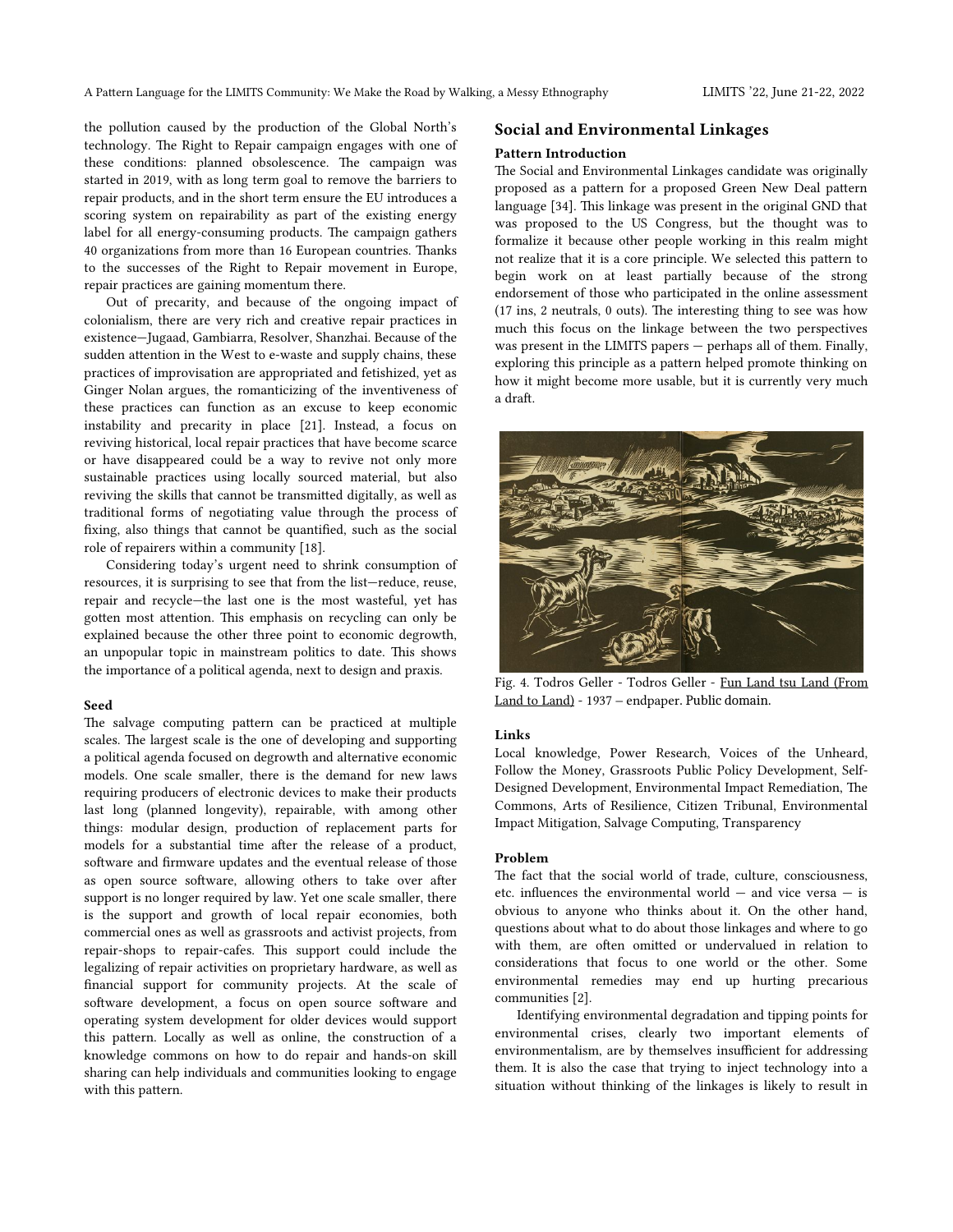the pollution caused by the production of the Global North's technology. The Right to Repair campaign engages with one of these conditions: planned obsolescence. The campaign was started in 2019, with as long term goal to remove the barriers to repair products, and in the short term ensure the EU introduces a scoring system on repairability as part of the existing energy label for all energy-consuming products. The campaign gathers 40 organizations from more than 16 European countries. Thanks to the successes of the Right to Repair movement in Europe, repair practices are gaining momentum there.

Out of precarity, and because of the ongoing impact of colonialism, there are very rich and creative repair practices in existence—Jugaad, Gambiarra, Resolver, Shanzhai. Because of the sudden attention in the West to e-waste and supply chains, these practices of improvisation are appropriated and fetishized, yet as Ginger Nolan argues, the romanticizing of the inventiveness of these practices can function as an excuse to keep economic instability and precarity in place [21]. Instead, a focus on reviving historical, local repair practices that have become scarce or have disappeared could be a way to revive not only more sustainable practices using locally sourced material, but also reviving the skills that cannot be transmitted digitally, as well as traditional forms of negotiating value through the process of fixing, also things that cannot be quantified, such as the social role of repairers within a community [18].

Considering today's urgent need to shrink consumption of resources, it is surprising to see that from the list—reduce, reuse, repair and recycle—the last one is the most wasteful, yet has gotten most attention. This emphasis on recycling can only be explained because the other three point to economic degrowth, an unpopular topic in mainstream politics to date. This shows the importance of a political agenda, next to design and praxis.

#### Seed

The salvage computing pattern can be practiced at multiple scales. The largest scale is the one of developing and supporting a political agenda focused on degrowth and alternative economic models. One scale smaller, there is the demand for new laws requiring producers of electronic devices to make their products last long (planned longevity), repairable, with among other things: modular design, production of replacement parts for models for a substantial time after the release of a product, software and firmware updates and the eventual release of those as open source software, allowing others to take over after support is no longer required by law. Yet one scale smaller, there is the support and growth of local repair economies, both commercial ones as well as grassroots and activist projects, from repair-shops to repair-cafes. This support could include the legalizing of repair activities on proprietary hardware, as well as financial support for community projects. At the scale of software development, a focus on open source software and operating system development for older devices would support this pattern. Locally as well as online, the construction of a knowledge commons on how to do repair and hands-on skill sharing can help individuals and communities looking to engage with this pattern.

## Social and Environmental Linkages

#### Pattern Introduction

The Social and Environmental Linkages candidate was originally proposed as a pattern for a proposed Green New Deal pattern language [34]. This linkage was present in the original GND that was proposed to the US Congress, but the thought was to formalize it because other people working in this realm might not realize that it is a core principle. We selected this pattern to begin work on at least partially because of the strong endorsement of those who participated in the online assessment (17 ins, 2 neutrals, 0 outs). The interesting thing to see was how much this focus on the linkage between the two perspectives was present in the LIMITS papers — perhaps all of them. Finally, exploring this principle as a pattern helped promote thinking on how it might become more usable, but it is currently very much a draft.

Fig. 4. Todros Geller - Todros Geller - Fun Land tsu Land (From Land to Land) - 1937 – endpaper. Public domain.

#### Links

Local knowledge, Power Research, Voices of the Unheard, Follow the Money, Grassroots Public Policy Development, Self-Designed Development, Environmental Impact Remediation, The Commons, Arts of Resilience, Citizen Tribunal, Environmental Impact Mitigation, Salvage Computing, Transparency

#### Problem

The fact that the social world of trade, culture, consciousness, etc. influences the environmental world — and vice versa — is obvious to anyone who thinks about it. On the other hand, questions about what to do about those linkages and where to go with them, are often omitted or undervalued in relation to considerations that focus to one world or the other. Some environmental remedies may end up hurting precarious communities [2].

Identifying environmental degradation and tipping points for environmental crises, clearly two important elements of environmentalism, are by themselves insufficient for addressing them. It is also the case that trying to inject technology into a situation without thinking of the linkages is likely to result in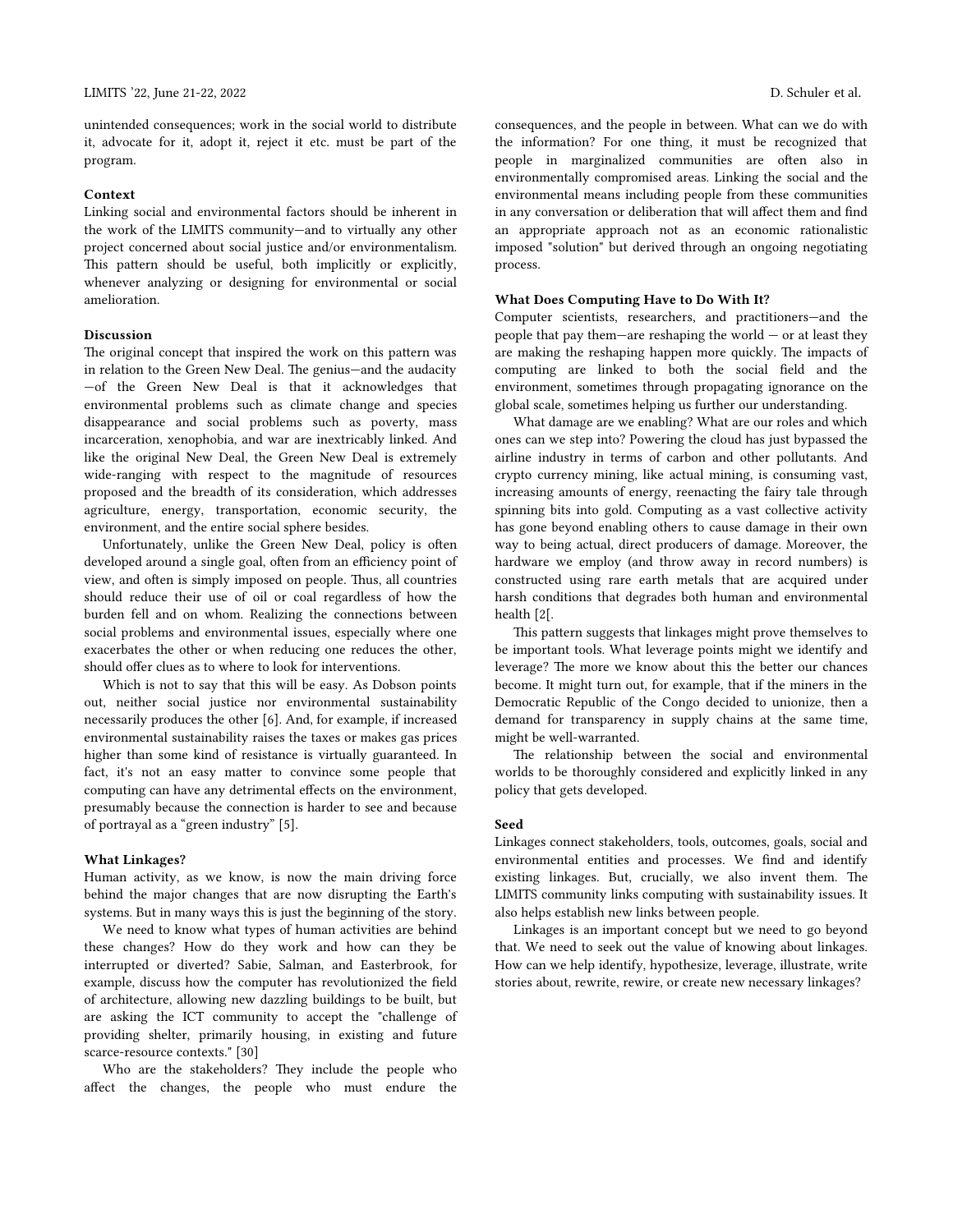unintended consequences; work in the social world to distribute it, advocate for it, adopt it, reject it etc. must be part of the program.

**Context**

Linking social and environmental factors should be inherent in the work of the LIMITS community—and to virtually any other project concerned about social justice and/or environmentalism. This pattern should be useful, both implicitly or explicitly, whenever analyzing or designing for environmental or social amelioration.

**Discussion**

The original concept that inspired the work on this pattern was in relation to the Green New Deal. The genius—and the audacity—of the Green New Deal is that it acknowledges that environmental problems such as climate change and species disappearance and social problems such as poverty, mass incarceration, xenophobia, and war are inextricably linked. And like the original New Deal, the Green New Deal is extremely wide-ranging with respect to the magnitude of resources proposed and the breadth of its consideration, which addresses agriculture, energy, transportation, economic security, the environment, and the entire social sphere besides.

Unfortunately, unlike the Green New Deal, policy is often developed around a single goal, often from an efficiency point of view, and often is simply imposed on people. Thus, all countries should reduce their use of oil or coal regardless of how the burden fell and on whom. Realizing the connections between social problems and environmental issues, especially where one exacerbates the other or when reducing one reduces the other, should offer clues as to where to look for interventions.

Which is not to say that this will be easy. As Dobson points out, neither social justice nor environmental sustainability necessarily produces the other [6]. And, for example, if increased environmental sustainability raises the taxes or makes gas prices higher than some kind of resistance is virtually guaranteed. In fact, it's not an easy matter to convince some people that computing can have any detrimental effects on the environment, presumably because the connection is harder to see and because of portrayal as a "green industry" [5].

**What Linkages?**

Human activity, as we know, is now the main driving force behind the major changes that are now disrupting the Earth's systems. But in many ways this is just the beginning of the story.

We need to know what types of human activities are behind these changes? How do they work and how can they be interrupted or diverted? Sabie, Salman, and Easterbrook, for example, discuss how the computer has revolutionized the field of architecture, allowing new dazzling buildings to be built, but are asking the ICT community to accept the "challenge of providing shelter, primarily housing, in existing and future scarce-resource contexts." [30]

Who are the stakeholders? They include the people who affect the changes, the people who must endure the consequences, and the people in between. What can we do with the information? For one thing, it must be recognized that people in marginalized communities are often also in environmentally compromised areas. Linking the social and the environmental means including people from these communities in any conversation or deliberation that will affect them and find an appropriate approach not as an economic rationalistic imposed "solution" but derived through an ongoing negotiating process.

**What Does Computing Have to Do With It?**

Computer scientists, researchers, and practitioners—and the people that pay them—are reshaping the world — or at least they are making the reshaping happen more quickly. The impacts of computing are linked to both the social field and the environment, sometimes through propagating ignorance on the global scale, sometimes helping us further our understanding.

What damage are we enabling? What are our roles and which ones can we step into? Powering the cloud has just bypassed the airline industry in terms of carbon and other pollutants. And crypto currency mining, like actual mining, is consuming vast, increasing amounts of energy, reenacting the fairy tale through spinning bits into gold. Computing as a vast collective activity has gone beyond enabling others to cause damage in their own way to being actual, direct producers of damage. Moreover, the hardware we employ (and throw away in record numbers) is constructed using rare earth metals that are acquired under harsh conditions that degrades both human and environmental health [2[.

This pattern suggests that linkages might prove themselves to be important tools. What leverage points might we identify and leverage? The more we know about this the better our chances become. It might turn out, for example, that if the miners in the Democratic Republic of the Congo decided to unionize, then a demand for transparency in supply chains at the same time, might be well-warranted.

The relationship between the social and environmental worlds to be thoroughly considered and explicitly linked in any policy that gets developed.

**Seed**

Linkages connect stakeholders, tools, outcomes, goals, social and environmental entities and processes. We find and identify existing linkages. But, crucially, we also invent them. The LIMITS community links computing with sustainability issues. It also helps establish new links between people.

Linkages is an important concept but we need to go beyond that. We need to seek out the value of knowing about linkages. How can we help identify, hypothesize, leverage, illustrate, write stories about, rewrite, rewire, or create new necessary linkages?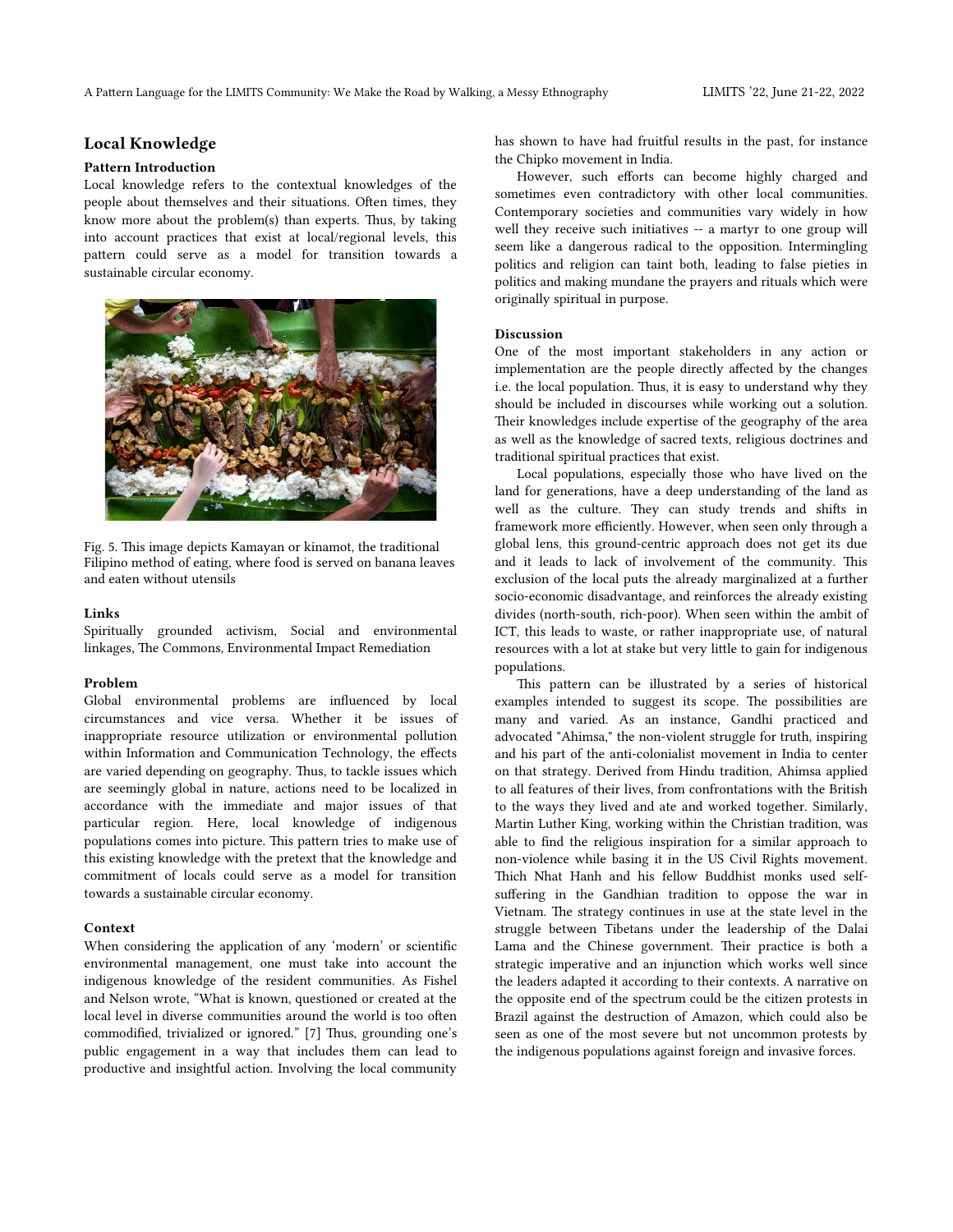## Local Knowledge

### Pattern Introduction

Local knowledge refers to the contextual knowledges of the people about themselves and their situations. Often times, they know more about the problem(s) than experts. Thus, by taking into account practices that exist at local/regional levels, this pattern could serve as a model for transition towards a sustainable circular economy.

Fig. 5. This image depicts Kamayan or kinamot, the traditional Filipino method of eating, where food is served on banana leaves and eaten without utensils

### Links

Spiritually grounded activism, Social and environmental linkages, The Commons, Environmental Impact Remediation

### Problem

Global environmental problems are influenced by local circumstances and vice versa. Whether it be issues of inappropriate resource utilization or environmental pollution within Information and Communication Technology, the effects are varied depending on geography. Thus, to tackle issues which are seemingly global in nature, actions need to be localized in accordance with the immediate and major issues of that particular region. Here, local knowledge of indigenous populations comes into picture. This pattern tries to make use of this existing knowledge with the pretext that the knowledge and commitment of locals could serve as a model for transition towards a sustainable circular economy.

### Context

When considering the application of any 'modern' or scientific environmental management, one must take into account the indigenous knowledge of the resident communities. As Fishel and Nelson wrote, "What is known, questioned or created at the local level in diverse communities around the world is too often commodified, trivialized or ignored." [7] Thus, grounding one's public engagement in a way that includes them can lead to productive and insightful action. Involving the local community has shown to have had fruitful results in the past, for instance the Chipko movement in India.

However, such efforts can become highly charged and sometimes even contradictory with other local communities. Contemporary societies and communities vary widely in how well they receive such initiatives -- a martyr to one group will seem like a dangerous radical to the opposition. Intermingling politics and religion can taint both, leading to false pieties in politics and making mundane the prayers and rituals which were originally spiritual in purpose.

### Discussion

One of the most important stakeholders in any action or implementation are the people directly affected by the changes i.e. the local population. Thus, it is easy to understand why they should be included in discourses while working out a solution. Their knowledges include expertise of the geography of the area as well as the knowledge of sacred texts, religious doctrines and traditional spiritual practices that exist.

Local populations, especially those who have lived on the land for generations, have a deep understanding of the land as well as the culture. They can study trends and shifts in framework more efficiently. However, when seen only through a global lens, this ground-centric approach does not get its due and it leads to lack of involvement of the community. This exclusion of the local puts the already marginalized at a further socio-economic disadvantage, and reinforces the already existing divides (north-south, rich-poor). When seen within the ambit of ICT, this leads to waste, or rather inappropriate use, of natural resources with a lot at stake but very little to gain for indigenous populations.

This pattern can be illustrated by a series of historical examples intended to suggest its scope. The possibilities are many and varied. As an instance, Gandhi practiced and advocated "Ahimsa," the non-violent struggle for truth, inspiring and his part of the anti-colonialist movement in India to center on that strategy. Derived from Hindu tradition, Ahimsa applied to all features of their lives, from confrontations with the British to the ways they lived and ate and worked together. Similarly, Martin Luther King, working within the Christian tradition, was able to find the religious inspiration for a similar approach to non-violence while basing it in the US Civil Rights movement. Thich Nhat Hanh and his fellow Buddhist monks used self-suffering in the Gandhian tradition to oppose the war in Vietnam. The strategy continues in use at the state level in the struggle between Tibetans under the leadership of the Dalai Lama and the Chinese government. Their practice is both a strategic imperative and an injunction which works well since the leaders adapted it according to their contexts. A narrative on the opposite end of the spectrum could be the citizen protests in Brazil against the destruction of Amazon, which could also be seen as one of the most severe but not uncommon protests by the indigenous populations against foreign and invasive forces.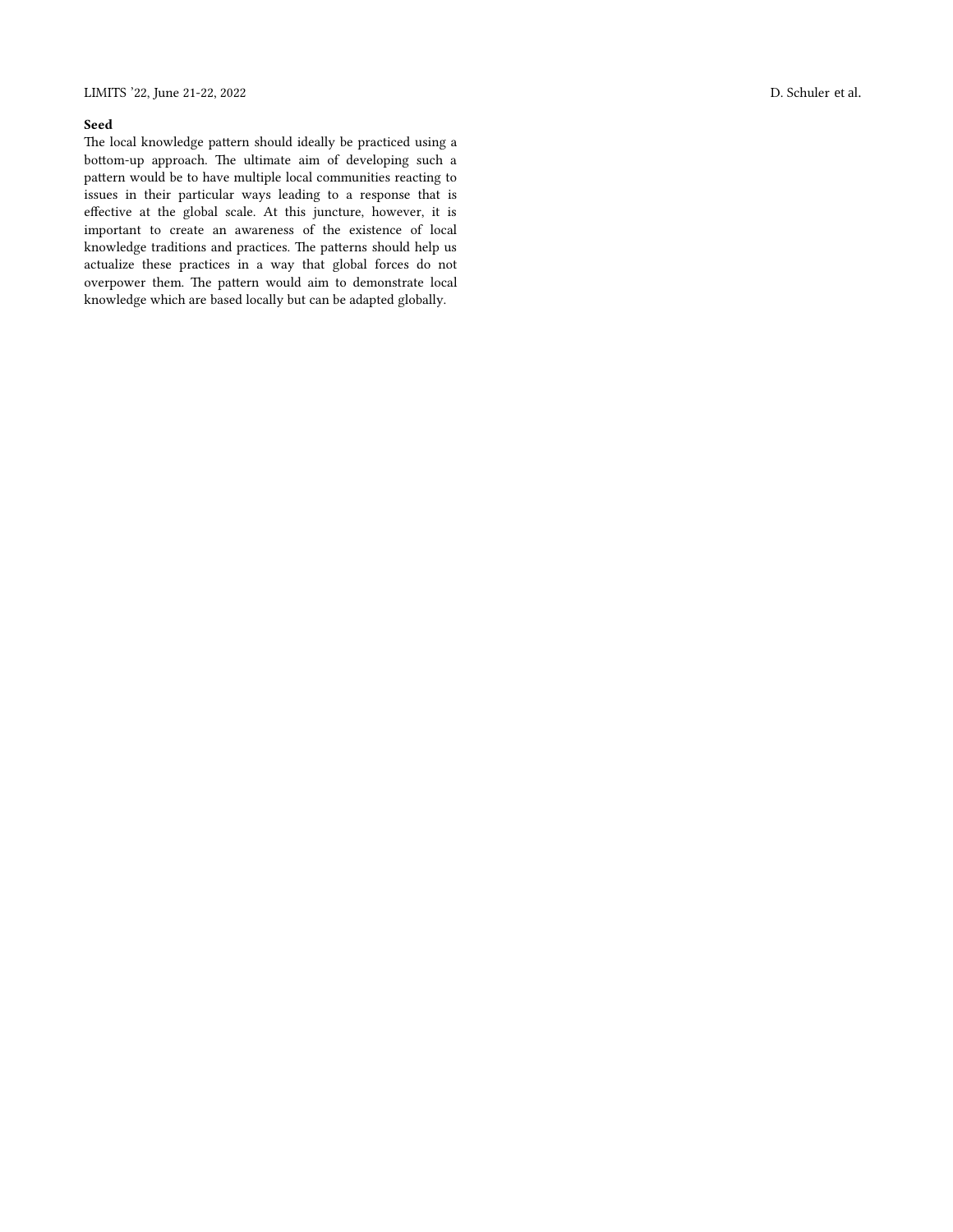**Seed**

The local knowledge pattern should ideally be practiced using a bottom-up approach. The ultimate aim of developing such a pattern would be to have multiple local communities reacting to issues in their particular ways leading to a response that is effective at the global scale. At this juncture, however, it is important to create an awareness of the existence of local knowledge traditions and practices. The patterns should help us actualize these practices in a way that global forces do not overpower them. The pattern would aim to demonstrate local knowledge which are based locally but can be adapted globally.